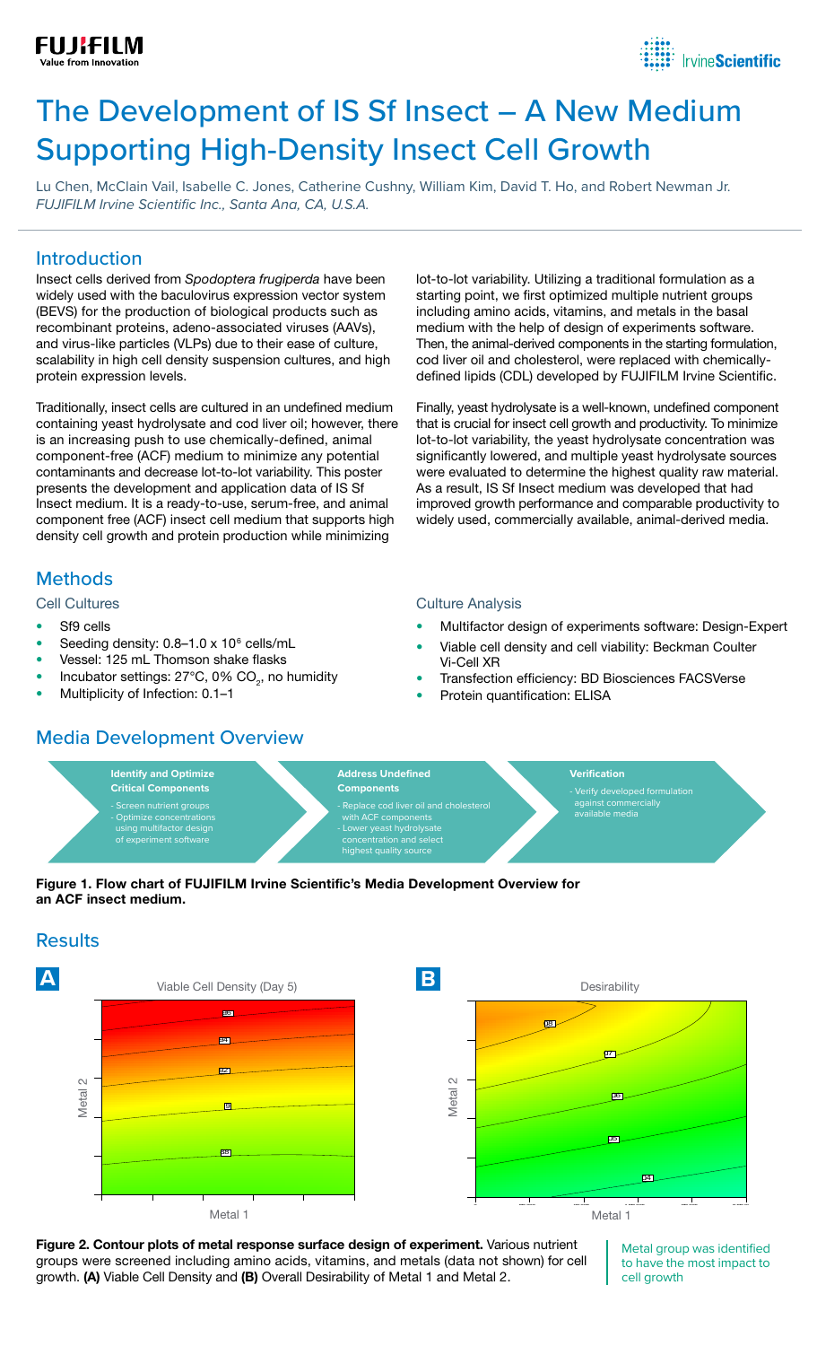# The Development of IS Sf Insect – A New Medium Supporting High-Density Insect Cell Growth

Lu Chen, McClain Vail, Isabelle C. Jones, Catherine Cushny, William Kim, David T. Ho, and Robert Newman Jr.
*FUJIFILM Irvine Scientific Inc., Santa Ana, CA, U.S.A.*

## Introduction

Insect cells derived from *Spodoptera frugiperda* have been widely used with the baculovirus expression vector system (BEVS) for the production of biological products such as recombinant proteins, adeno-associated viruses (AAVs), and virus-like particles (VLPs) due to their ease of culture, scalability in high cell density suspension cultures, and high protein expression levels.

Traditionally, insect cells are cultured in an undefined medium containing yeast hydrolysate and cod liver oil; however, there is an increasing push to use chemically-defined, animal component-free (ACF) medium to minimize any potential contaminants and decrease lot-to-lot variability. This poster presents the development and application data of IS Sf Insect medium. It is a ready-to-use, serum-free, and animal component free (ACF) insect cell medium that supports high density cell growth and protein production while minimizing lot-to-lot variability. Utilizing a traditional formulation as a starting point, we first optimized multiple nutrient groups including amino acids, vitamins, and metals in the basal medium with the help of design of experiments software. Then, the animal-derived components in the starting formulation, cod liver oil and cholesterol, were replaced with chemically-defined lipids (CDL) developed by FUJIFILM Irvine Scientific.

Finally, yeast hydrolysate is a well-known, undefined component that is crucial for insect cell growth and productivity. To minimize lot-to-lot variability, the yeast hydrolysate concentration was significantly lowered, and multiple yeast hydrolysate sources were evaluated to determine the highest quality raw material. As a result, IS Sf Insect medium was developed that had improved growth performance and comparable productivity to widely used, commercially available, animal-derived media.

## Methods

### Cell Cultures

- Sf9 cells
- Seeding density: 0.8–1.0 x $10^6$ cells/mL
- Vessel: 125 mL Thomson shake flasks
- Incubator settings: 27°C, 0% $CO_2$, no humidity
- Multiplicity of Infection: 0.1–1

### Culture Analysis

- Multifactor design of experiments software: Design-Expert
- Viable cell density and cell viability: Beckman Coulter Vi-Cell XR
- Transfection efficiency: BD Biosciences FACSVerse
- Protein quantification: ELISA

## Media Development Overview

**Identify and Optimize Critical Components**
- Screen nutrient groups
- Optimize concentrations using multifactor design of experiment software

**Address Undefined Components**
- Replace cod liver oil and cholesterol with ACF components
- Lower yeast hydrolysate concentration and select highest quality source

**Verification**
- Verify developed formulation against commercially available media

**Figure 1. Flow chart of FUJIFILM Irvine Scientific's Media Development Overview for an ACF insect medium.**

## Results

**A** Viable Cell Density (Day 5)

**B** Desirability

**Figure 2. Contour plots of metal response surface design of experiment.** Various nutrient groups were screened including amino acids, vitamins, and metals (data not shown) for cell growth. **(A)** Viable Cell Density and **(B)** Overall Desirability of Metal 1 and Metal 2.

Metal group was identified to have the most impact to cell growth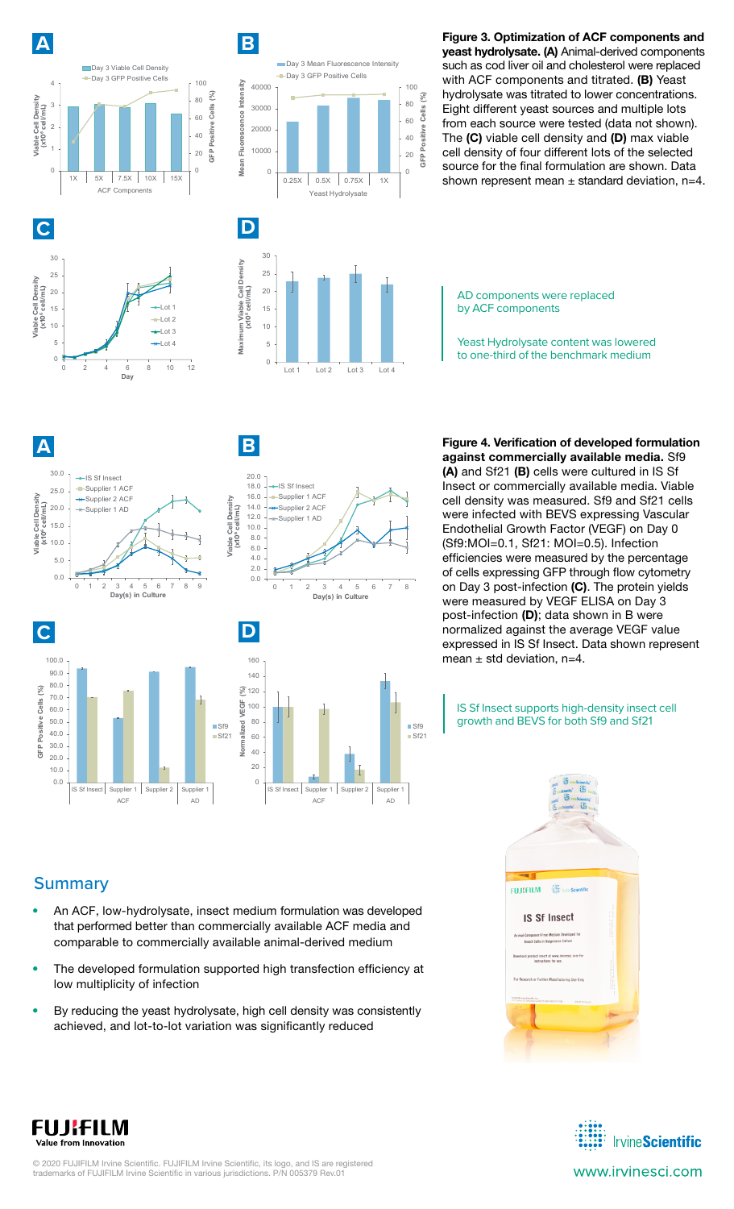A

Day 3 Viable Cell Density
Day 3 GFP Positive Cells

Viable Cell Density ($x10^6$ cell/mL)

GFP Positive Cells (%)

1X 5X 7.5X 10X 15X

ACF Components

B

Day 3 Mean Fluorescence Intensity
Day 3 GFP Positive Cells

Mean Fluorescence Intensity

GFP Positive Cells (%)

0.25X 0.5X 0.75X 1X

Yeast Hydrolysate

C

Viable Cell Density ($x10^6$ cell/mL)

Day

Lot 1
Lot 2
Lot 3
Lot 4

D

Maximum Viable Cell Density ($x10^6$ cell/mL)

Lot 1 Lot 2 Lot 3 Lot 4

**Figure 3. Optimization of ACF components and yeast hydrolysate. (A)** Animal-derived components such as cod liver oil and cholesterol were replaced with ACF components and titrated. **(B)** Yeast hydrolysate was titrated to lower concentrations. Eight different yeast sources and multiple lots from each source were tested (data not shown). The **(C)** viable cell density and **(D)** max viable cell density of four different lots of the selected source for the final formulation are shown. Data shown represent mean ± standard deviation, n=4.

AD components were replaced by ACF components

Yeast Hydrolysate content was lowered to one-third of the benchmark medium

A

IS Sf Insect
Supplier 1 ACF
Supplier 2 ACF
Supplier 1 AD

Viable Cell Density ($x10^6$ cell/mL)

Day(s) in Culture

B

IS Sf Insect
Supplier 1 ACF
Supplier 2 ACF
Supplier 1 AD

Viable Cell Density ($x10^6$ cell/mL)

Day(s) in Culture

C

GFP Positive Cells (%)

Sf9
Sf21

IS Sf Insect | Supplier 1 | Supplier 2 | Supplier 1

ACF | AD

D

Normalized VEGF (%)

Sf9
Sf21

IS Sf Insect | Supplier 1 | Supplier 2 | Supplier 1

ACF | AD

**Figure 4. Verification of developed formulation against commercially available media.** Sf9 **(A)** and Sf21 **(B)** cells were cultured in IS Sf Insect or commercially available media. Viable cell density was measured. Sf9 and Sf21 cells were infected with BEVS expressing Vascular Endothelial Growth Factor (VEGF) on Day 0 (Sf9:MOI=0.1, Sf21: MOI=0.5). Infection efficiencies were measured by the percentage of cells expressing GFP through flow cytometry on Day 3 post-infection **(C)**. The protein yields were measured by VEGF ELISA on Day 3 post-infection **(D)**; data shown in B were normalized against the average VEGF value expressed in IS Sf Insect. Data shown represent mean ± std deviation, n=4.

IS Sf Insect supports high-density insect cell growth and BEVS for both Sf9 and Sf21

## Summary

- An ACF, low-hydrolysate, insect medium formulation was developed that performed better than commercially available ACF media and comparable to commercially available animal-derived medium
- The developed formulation supported high transfection efficiency at low multiplicity of infection
- By reducing the yeast hydrolysate, high cell density was consistently achieved, and lot-to-lot variation was significantly reduced

FUJIFILM Value from Innovation

IrvineScientific

© 2020 FUJIFILM Irvine Scientific. FUJIFILM Irvine Scientific, its logo, and IS are registered trademarks of FUJIFILM Irvine Scientific in various jurisdictions. P/N 005379 Rev.01

www.irvinesci.com